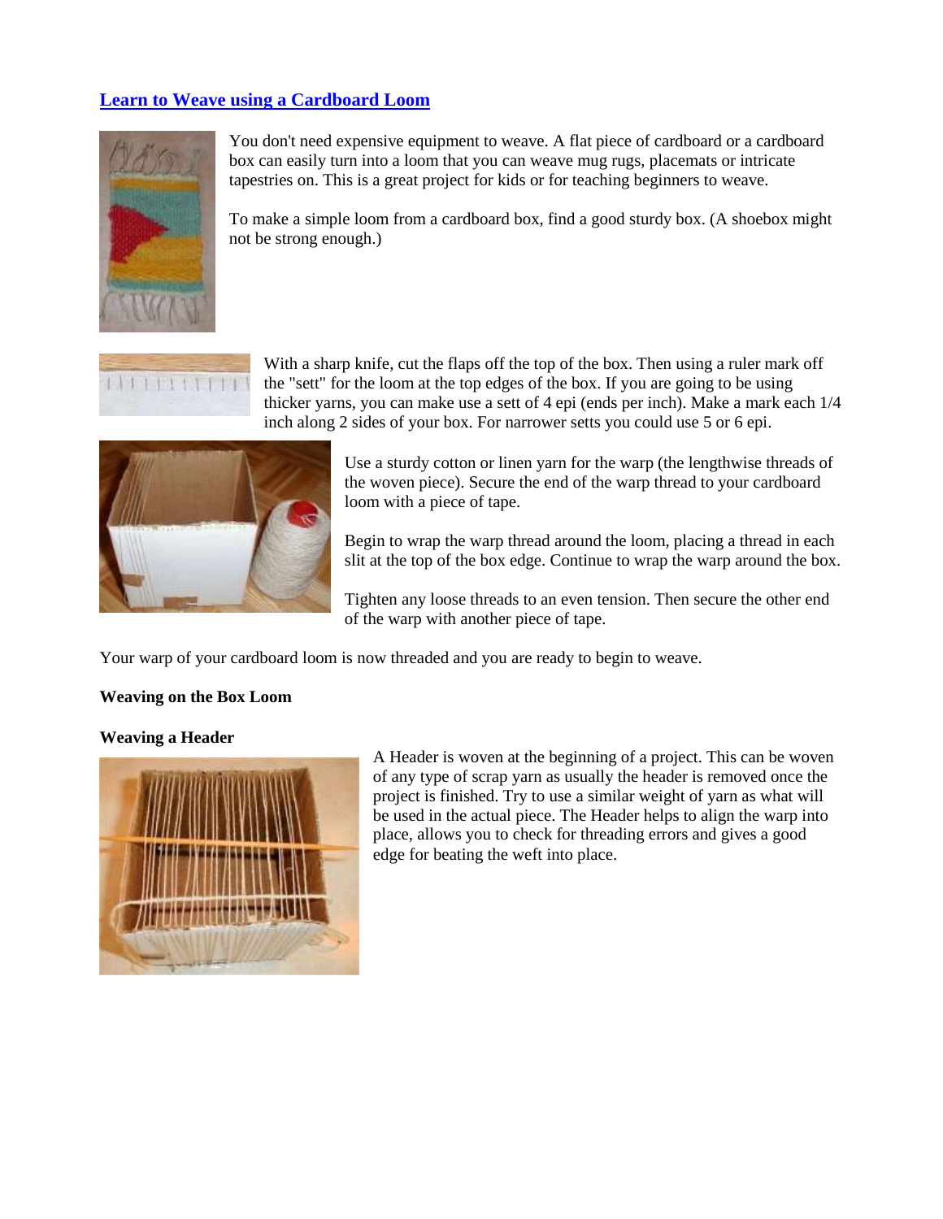# [Learn to Weave using a Cardboard Loom]

You don't need expensive equipment to weave. A flat piece of cardboard or a cardboard box can easily turn into a loom that you can weave mug rugs, placemats or intricate tapestries on. This is a great project for kids or for teaching beginners to weave.

To make a simple loom from a cardboard box, find a good sturdy box. (A shoebox might not be strong enough.)

With a sharp knife, cut the flaps off the top of the box. Then using a ruler mark off the "sett" for the loom at the top edges of the box. If you are going to be using thicker yarns, you can make use a sett of 4 epi (ends per inch). Make a mark each 1/4 inch along 2 sides of your box. For narrower setts you could use 5 or 6 epi.

Use a sturdy cotton or linen yarn for the warp (the lengthwise threads of the woven piece). Secure the end of the warp thread to your cardboard loom with a piece of tape.

Begin to wrap the warp thread around the loom, placing a thread in each slit at the top of the box edge. Continue to wrap the warp around the box.

Tighten any loose threads to an even tension. Then secure the other end of the warp with another piece of tape.

Your warp of your cardboard loom is now threaded and you are ready to begin to weave.

**Weaving on the Box Loom**

**Weaving a Header**

A Header is woven at the beginning of a project. This can be woven of any type of scrap yarn as usually the header is removed once the project is finished. Try to use a similar weight of yarn as what will be used in the actual piece. The Header helps to align the warp into place, allows you to check for threading errors and gives a good edge for beating the weft into place.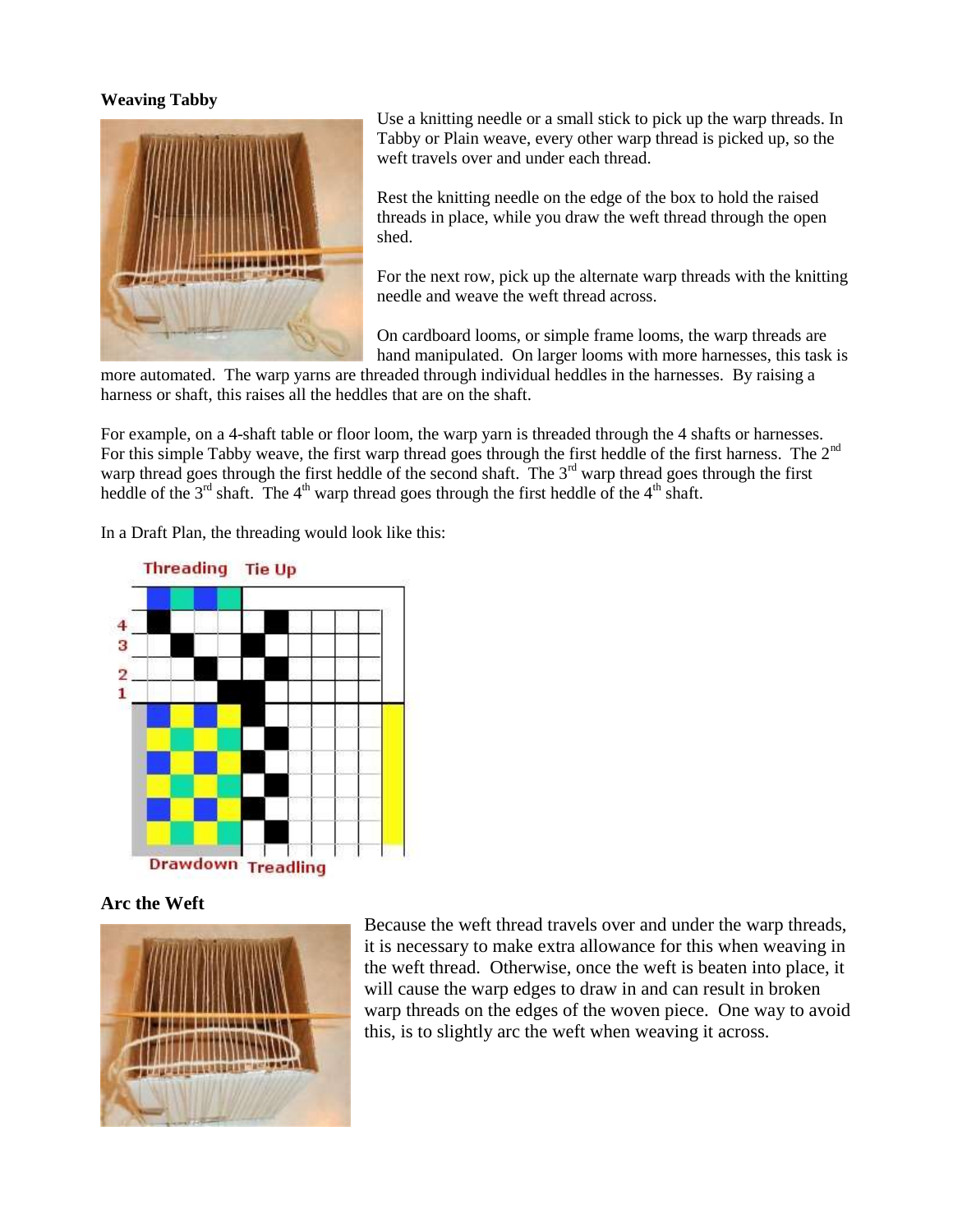**Weaving Tabby**

Use a knitting needle or a small stick to pick up the warp threads. In Tabby or Plain weave, every other warp thread is picked up, so the weft travels over and under each thread.

Rest the knitting needle on the edge of the box to hold the raised threads in place, while you draw the weft thread through the open shed.

For the next row, pick up the alternate warp threads with the knitting needle and weave the weft thread across.

On cardboard looms, or simple frame looms, the warp threads are hand manipulated. On larger looms with more harnesses, this task is more automated. The warp yarns are threaded through individual heddles in the harnesses. By raising a harness or shaft, this raises all the heddles that are on the shaft.

For example, on a 4-shaft table or floor loom, the warp yarn is threaded through the 4 shafts or harnesses. For this simple Tabby weave, the first warp thread goes through the first heddle of the first harness. The 2nd warp thread goes through the first heddle of the second shaft. The 3rd warp thread goes through the first heddle of the 3rd shaft. The 4th warp thread goes through the first heddle of the 4th shaft.

In a Draft Plan, the threading would look like this:

Threading Tie Up

4
3
2
1

Drawdown Treadling

**Arc the Weft**

Because the weft thread travels over and under the warp threads, it is necessary to make extra allowance for this when weaving in the weft thread. Otherwise, once the weft is beaten into place, it will cause the warp edges to draw in and can result in broken warp threads on the edges of the woven piece. One way to avoid this, is to slightly arc the weft when weaving it across.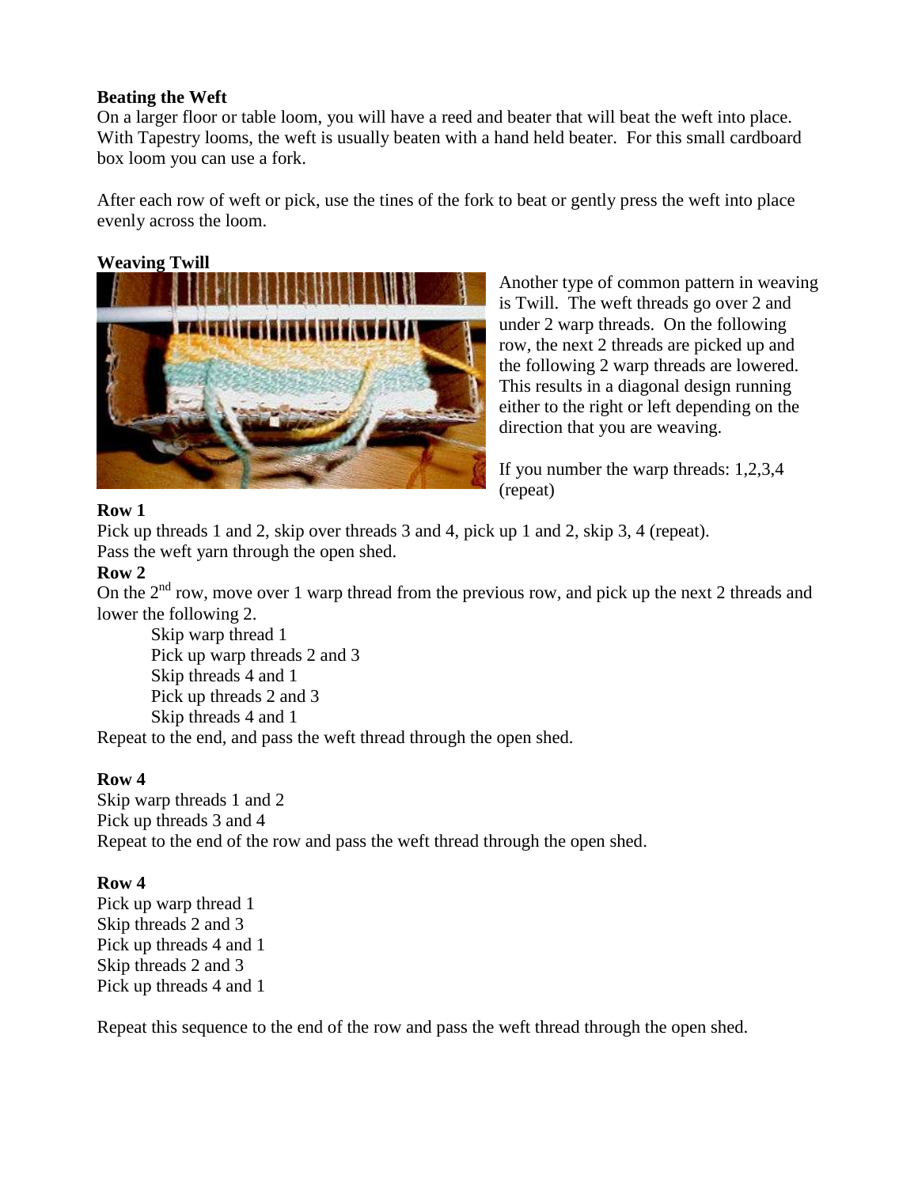**Beating the Weft**

On a larger floor or table loom, you will have a reed and beater that will beat the weft into place. With Tapestry looms, the weft is usually beaten with a hand held beater. For this small cardboard box loom you can use a fork.

After each row of weft or pick, use the tines of the fork to beat or gently press the weft into place evenly across the loom.

**Weaving Twill**

Another type of common pattern in weaving is Twill. The weft threads go over 2 and under 2 warp threads. On the following row, the next 2 threads are picked up and the following 2 warp threads are lowered. This results in a diagonal design running either to the right or left depending on the direction that you are weaving.

If you number the warp threads: 1,2,3,4 (repeat)

**Row 1**

Pick up threads 1 and 2, skip over threads 3 and 4, pick up 1 and 2, skip 3, 4 (repeat).
Pass the weft yarn through the open shed.

**Row 2**

On the 2nd row, move over 1 warp thread from the previous row, and pick up the next 2 threads and lower the following 2.

> Skip warp thread 1
> Pick up warp threads 2 and 3
> Skip threads 4 and 1
> Pick up threads 2 and 3
> Skip threads 4 and 1

Repeat to the end, and pass the weft thread through the open shed.

**Row 4**

Skip warp threads 1 and 2
Pick up threads 3 and 4
Repeat to the end of the row and pass the weft thread through the open shed.

**Row 4**

Pick up warp thread 1
Skip threads 2 and 3
Pick up threads 4 and 1
Skip threads 2 and 3
Pick up threads 4 and 1

Repeat this sequence to the end of the row and pass the weft thread through the open shed.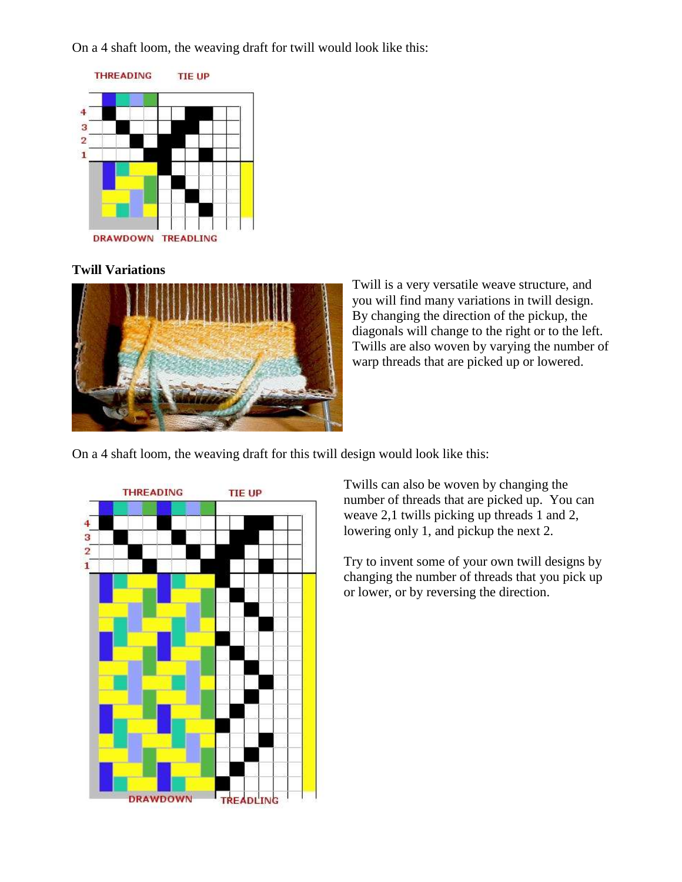On a 4 shaft loom, the weaving draft for twill would look like this:

THREADING TIE UP

DRAWDOWN TREADLING

**Twill Variations**

Twill is a very versatile weave structure, and you will find many variations in twill design. By changing the direction of the pickup, the diagonals will change to the right or to the left. Twills are also woven by varying the number of warp threads that are picked up or lowered.

On a 4 shaft loom, the weaving draft for this twill design would look like this:

THREADING TIE UP

DRAWDOWN TREADLING

Twills can also be woven by changing the number of threads that are picked up. You can weave 2,1 twills picking up threads 1 and 2, lowering only 1, and pickup the next 2.

Try to invent some of your own twill designs by changing the number of threads that you pick up or lower, or by reversing the direction.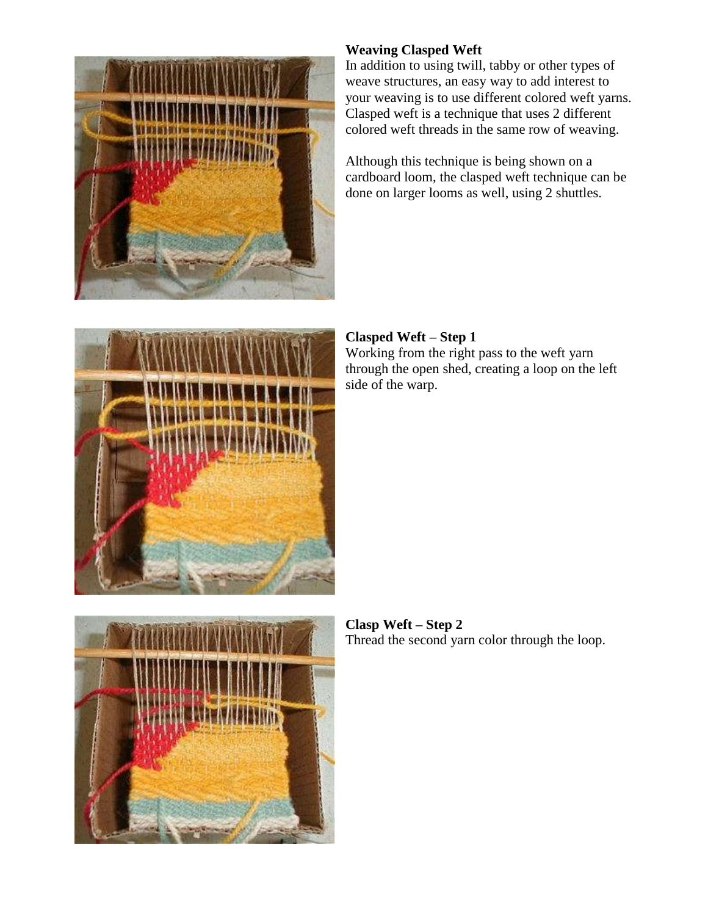**Weaving Clasped Weft**

In addition to using twill, tabby or other types of weave structures, an easy way to add interest to your weaving is to use different colored weft yarns. Clasped weft is a technique that uses 2 different colored weft threads in the same row of weaving.

Although this technique is being shown on a cardboard loom, the clasped weft technique can be done on larger looms as well, using 2 shuttles.

**Clasped Weft – Step 1**

Working from the right pass to the weft yarn through the open shed, creating a loop on the left side of the warp.

**Clasp Weft – Step 2**

Thread the second yarn color through the loop.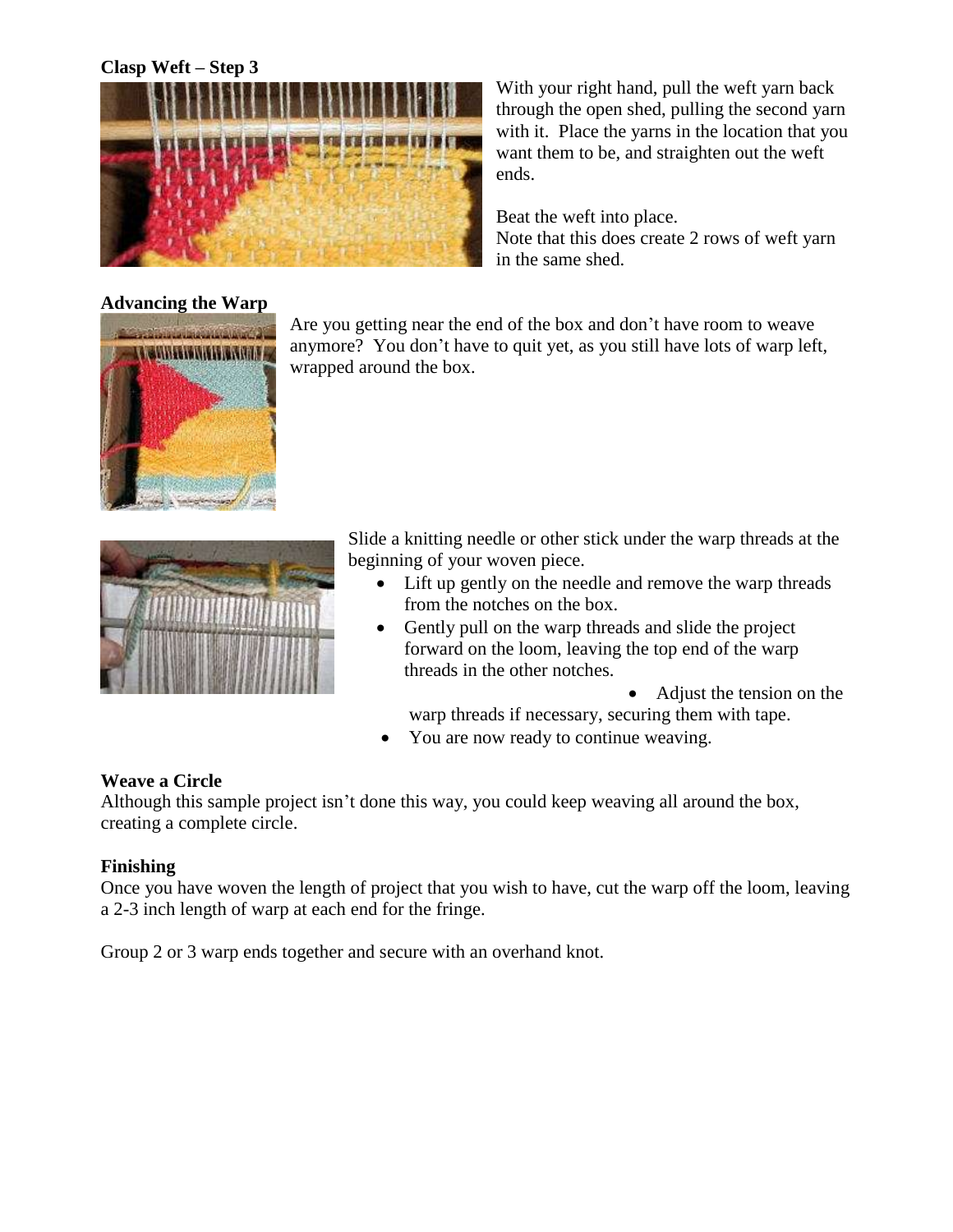**Clasp Weft – Step 3**

With your right hand, pull the weft yarn back through the open shed, pulling the second yarn with it. Place the yarns in the location that you want them to be, and straighten out the weft ends.

Beat the weft into place.
Note that this does create 2 rows of weft yarn in the same shed.

**Advancing the Warp**

Are you getting near the end of the box and don't have room to weave anymore? You don't have to quit yet, as you still have lots of warp left, wrapped around the box.

Slide a knitting needle or other stick under the warp threads at the beginning of your woven piece.

- Lift up gently on the needle and remove the warp threads from the notches on the box.
- Gently pull on the warp threads and slide the project forward on the loom, leaving the top end of the warp threads in the other notches.
- Adjust the tension on the warp threads if necessary, securing them with tape.
- You are now ready to continue weaving.

**Weave a Circle**

Although this sample project isn't done this way, you could keep weaving all around the box, creating a complete circle.

**Finishing**

Once you have woven the length of project that you wish to have, cut the warp off the loom, leaving a 2-3 inch length of warp at each end for the fringe.

Group 2 or 3 warp ends together and secure with an overhand knot.